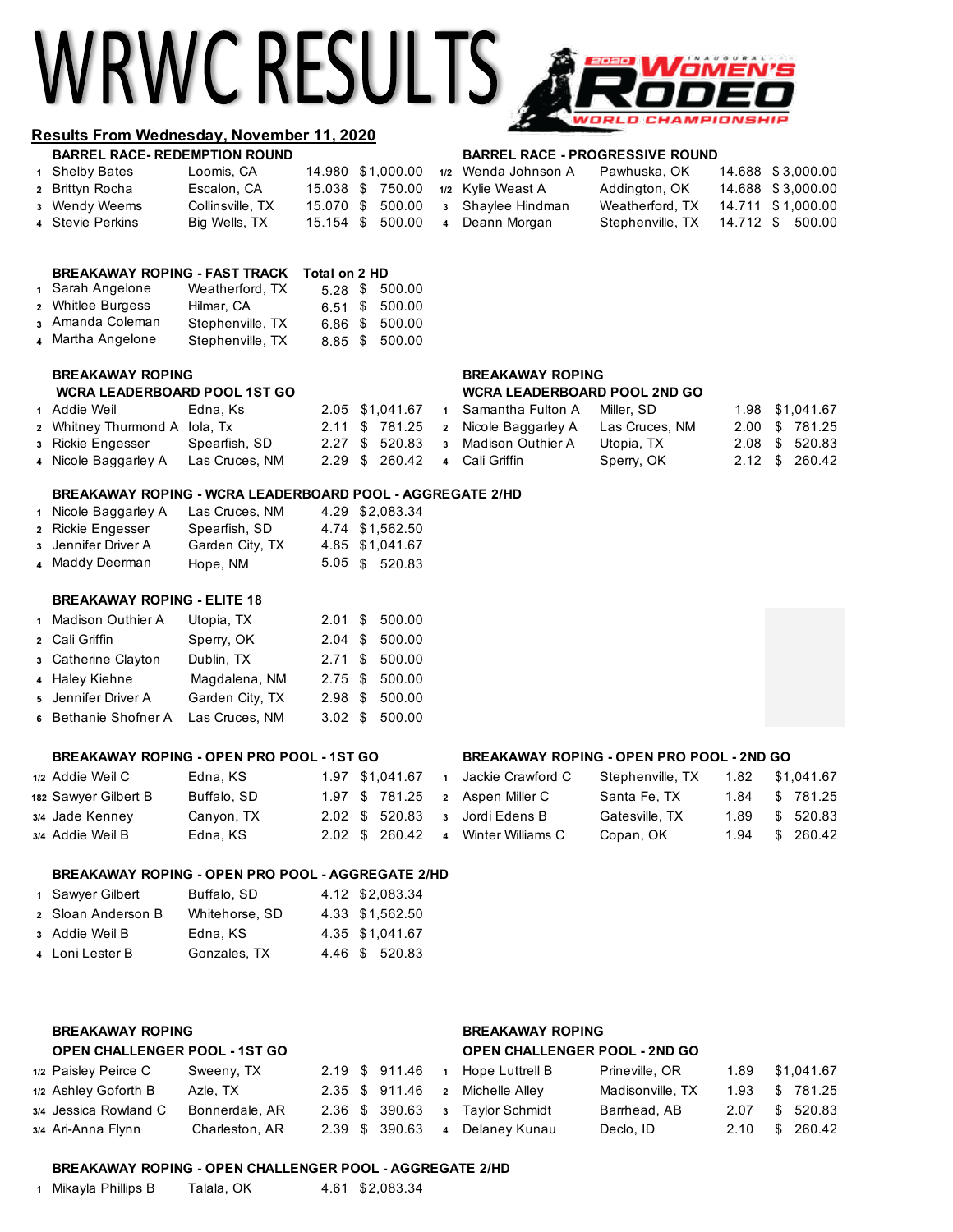# WRWC RESULTS

## Results From Wednesday, November 11, 2020

### BARREL RACE- REDEMPTION ROUND

| | Name | Hometown | Time | Payout |
|---|---|---|---|---|
| 1 | Shelby Bates | Loomis, CA | 14.980 | $1,000.00 |
| 2 | Brittyn Rocha | Escalon, CA | 15.038 | $ 750.00 |
| 3 | Wendy Weems | Collinsville, TX | 15.070 | $ 500.00 |
| 4 | Stevie Perkins | Big Wells, TX | 15.154 | $ 500.00 |

### BARREL RACE - PROGRESSIVE ROUND

| | Name | Hometown | Time | Payout |
|---|---|---|---|---|
| 1/2 | Wenda Johnson A | Pawhuska, OK | 14.688 | $ 3,000.00 |
| 1/2 | Kylie Weast A | Addington, OK | 14.688 | $ 3,000.00 |
| 3 | Shaylee Hindman | Weatherford, TX | 14.711 | $ 1,000.00 |
| 4 | Deann Morgan | Stephenville, TX | 14.712 | $ 500.00 |

### BREAKAWAY ROPING - FAST TRACK — Total on 2 HD

| | Name | Hometown | Time | Payout |
|---|---|---|---|---|
| 1 | Sarah Angelone | Weatherford, TX | 5.28 | $ 500.00 |
| 2 | Whitlee Burgess | Hilmar, CA | 6.51 | $ 500.00 |
| 3 | Amanda Coleman | Stephenville, TX | 6.86 | $ 500.00 |
| 4 | Martha Angelone | Stephenville, TX | 8.85 | $ 500.00 |

### BREAKAWAY ROPING — WCRA LEADERBOARD POOL 1ST GO

| | Name | Hometown | Time | Payout |
|---|---|---|---|---|
| 1 | Addie Weil | Edna, Ks | 2.05 | $1,041.67 |
| 2 | Whitney Thurmond A | Iola, Tx | 2.11 | $ 781.25 |
| 3 | Rickie Engesser | Spearfish, SD | 2.27 | $ 520.83 |
| 4 | Nicole Baggarley A | Las Cruces, NM | 2.29 | $ 260.42 |

### BREAKAWAY ROPING — WCRA LEADERBOARD POOL 2ND GO

| | Name | Hometown | Time | Payout |
|---|---|---|---|---|
| 1 | Samantha Fulton A | Miller, SD | 1.98 | $1,041.67 |
| 2 | Nicole Baggarley A | Las Cruces, NM | 2.00 | $ 781.25 |
| 3 | Madison Outhier A | Utopia, TX | 2.08 | $ 520.83 |
| 4 | Cali Griffin | Sperry, OK | 2.12 | $ 260.42 |

### BREAKAWAY ROPING - WCRA LEADERBOARD POOL - AGGREGATE 2/HD

| | Name | Hometown | Time | Payout |
|---|---|---|---|---|
| 1 | Nicole Baggarley A | Las Cruces, NM | 4.29 | $2,083.34 |
| 2 | Rickie Engesser | Spearfish, SD | 4.74 | $1,562.50 |
| 3 | Jennifer Driver A | Garden City, TX | 4.85 | $1,041.67 |
| 4 | Maddy Deerman | Hope, NM | 5.05 | $ 520.83 |

### BREAKAWAY ROPING - ELITE 18

| | Name | Hometown | Time | Payout |
|---|---|---|---|---|
| 1 | Madison Outhier A | Utopia, TX | 2.01 | $ 500.00 |
| 2 | Cali Griffin | Sperry, OK | 2.04 | $ 500.00 |
| 3 | Catherine Clayton | Dublin, TX | 2.71 | $ 500.00 |
| 4 | Haley Kiehne | Magdalena, NM | 2.75 | $ 500.00 |
| 5 | Jennifer Driver A | Garden City, TX | 2.98 | $ 500.00 |
| 6 | Bethanie Shofner A | Las Cruces, NM | 3.02 | $ 500.00 |

### BREAKAWAY ROPING - OPEN PRO POOL - 1ST GO

| | Name | Hometown | Time | Payout |
|---|---|---|---|---|
| 1/2 | Addie Weil C | Edna, KS | 1.97 | $1,041.67 |
| 182 | Sawyer Gilbert B | Buffalo, SD | 1.97 | $ 781.25 |
| 3/4 | Jade Kenney | Canyon, TX | 2.02 | $ 520.83 |
| 3/4 | Addie Weil B | Edna, KS | 2.02 | $ 260.42 |

### BREAKAWAY ROPING - OPEN PRO POOL - 2ND GO

| | Name | Hometown | Time | Payout |
|---|---|---|---|---|
| 1 | Jackie Crawford C | Stephenville, TX | 1.82 | $1,041.67 |
| 2 | Aspen Miller C | Santa Fe, TX | 1.84 | $ 781.25 |
| 3 | Jordi Edens B | Gatesville, TX | 1.89 | $ 520.83 |
| 4 | Winter Williams C | Copan, OK | 1.94 | $ 260.42 |

### BREAKAWAY ROPING - OPEN PRO POOL - AGGREGATE 2/HD

| | Name | Hometown | Time | Payout |
|---|---|---|---|---|
| 1 | Sawyer Gilbert | Buffalo, SD | 4.12 | $2,083.34 |
| 2 | Sloan Anderson B | Whitehorse, SD | 4.33 | $1,562.50 |
| 3 | Addie Weil B | Edna, KS | 4.35 | $1,041.67 |
| 4 | Loni Lester B | Gonzales, TX | 4.46 | $ 520.83 |

### BREAKAWAY ROPING — OPEN CHALLENGER POOL - 1ST GO

| | Name | Hometown | Time | Payout |
|---|---|---|---|---|
| 1/2 | Paisley Peirce C | Sweeny, TX | 2.19 | $ 911.46 |
| 1/2 | Ashley Goforth B | Azle, TX | 2.35 | $ 911.46 |
| 3/4 | Jessica Rowland C | Bonnerdale, AR | 2.36 | $ 390.63 |
| 3/4 | Ari-Anna Flynn | Charleston, AR | 2.39 | $ 390.63 |

### BREAKAWAY ROPING — OPEN CHALLENGER POOL - 2ND GO

| | Name | Hometown | Time | Payout |
|---|---|---|---|---|
| 1 | Hope Luttrell B | Prineville, OR | 1.89 | $1,041.67 |
| 2 | Michelle Alley | Madisonville, TX | 1.93 | $ 781.25 |
| 3 | Taylor Schmidt | Barrhead, AB | 2.07 | $ 520.83 |
| 4 | Delaney Kunau | Declo, ID | 2.10 | $ 260.42 |

### BREAKAWAY ROPING - OPEN CHALLENGER POOL - AGGREGATE 2/HD

| | Name | Hometown | Time | Payout |
|---|---|---|---|---|
| 1 | Mikayla Phillips B | Talala, OK | 4.61 | $2,083.34 |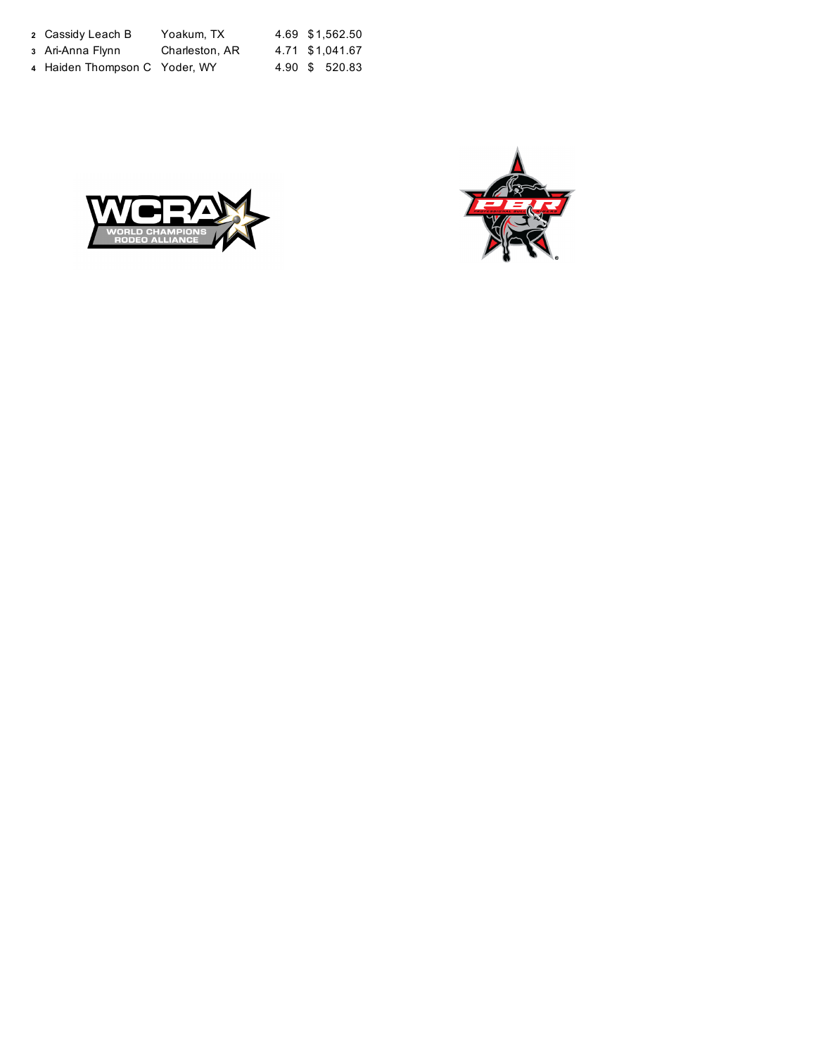| | | | | |
|---|---|---|---|---|
| 2 | Cassidy Leach B | Yoakum, TX | 4.69 | $1,562.50 |
| 3 | Ari-Anna Flynn | Charleston, AR | 4.71 | $1,041.67 |
| 4 | Haiden Thompson C | Yoder, WY | 4.90 | $ 520.83 |